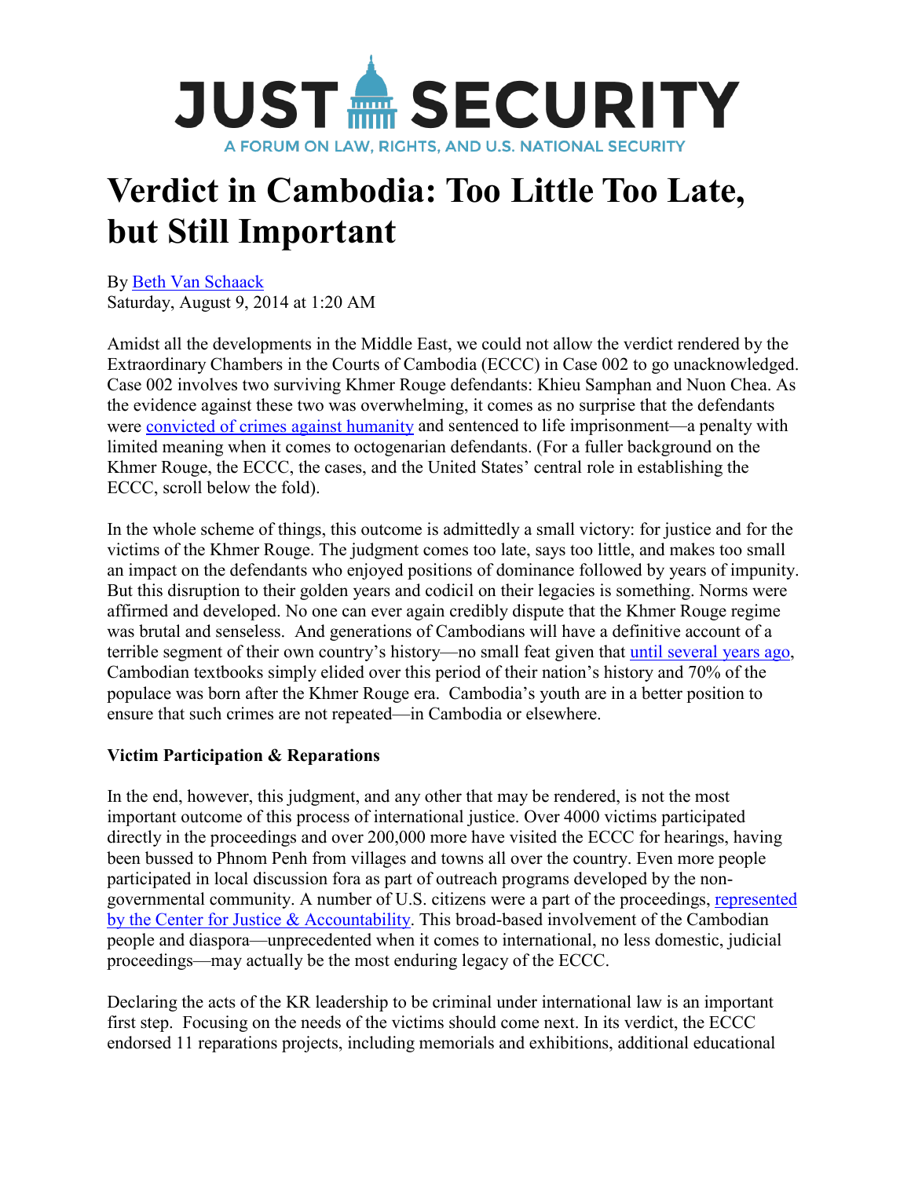# JUST SECURITY

A FORUM ON LAW, RIGHTS, AND U.S. NATIONAL SECURITY

# Verdict in Cambodia: Too Little Too Late, but Still Important

By Beth Van Schaack
Saturday, August 9, 2014 at 1:20 AM

Amidst all the developments in the Middle East, we could not allow the verdict rendered by the Extraordinary Chambers in the Courts of Cambodia (ECCC) in Case 002 to go unacknowledged. Case 002 involves two surviving Khmer Rouge defendants: Khieu Samphan and Nuon Chea. As the evidence against these two was overwhelming, it comes as no surprise that the defendants were convicted of crimes against humanity and sentenced to life imprisonment—a penalty with limited meaning when it comes to octogenarian defendants. (For a fuller background on the Khmer Rouge, the ECCC, the cases, and the United States' central role in establishing the ECCC, scroll below the fold).

In the whole scheme of things, this outcome is admittedly a small victory: for justice and for the victims of the Khmer Rouge. The judgment comes too late, says too little, and makes too small an impact on the defendants who enjoyed positions of dominance followed by years of impunity. But this disruption to their golden years and codicil on their legacies is something. Norms were affirmed and developed. No one can ever again credibly dispute that the Khmer Rouge regime was brutal and senseless. And generations of Cambodians will have a definitive account of a terrible segment of their own country's history—no small feat given that until several years ago, Cambodian textbooks simply elided over this period of their nation's history and 70% of the populace was born after the Khmer Rouge era. Cambodia's youth are in a better position to ensure that such crimes are not repeated—in Cambodia or elsewhere.

**Victim Participation & Reparations**

In the end, however, this judgment, and any other that may be rendered, is not the most important outcome of this process of international justice. Over 4000 victims participated directly in the proceedings and over 200,000 more have visited the ECCC for hearings, having been bussed to Phnom Penh from villages and towns all over the country. Even more people participated in local discussion fora as part of outreach programs developed by the non-governmental community. A number of U.S. citizens were a part of the proceedings, represented by the Center for Justice & Accountability. This broad-based involvement of the Cambodian people and diaspora—unprecedented when it comes to international, no less domestic, judicial proceedings—may actually be the most enduring legacy of the ECCC.

Declaring the acts of the KR leadership to be criminal under international law is an important first step. Focusing on the needs of the victims should come next. In its verdict, the ECCC endorsed 11 reparations projects, including memorials and exhibitions, additional educational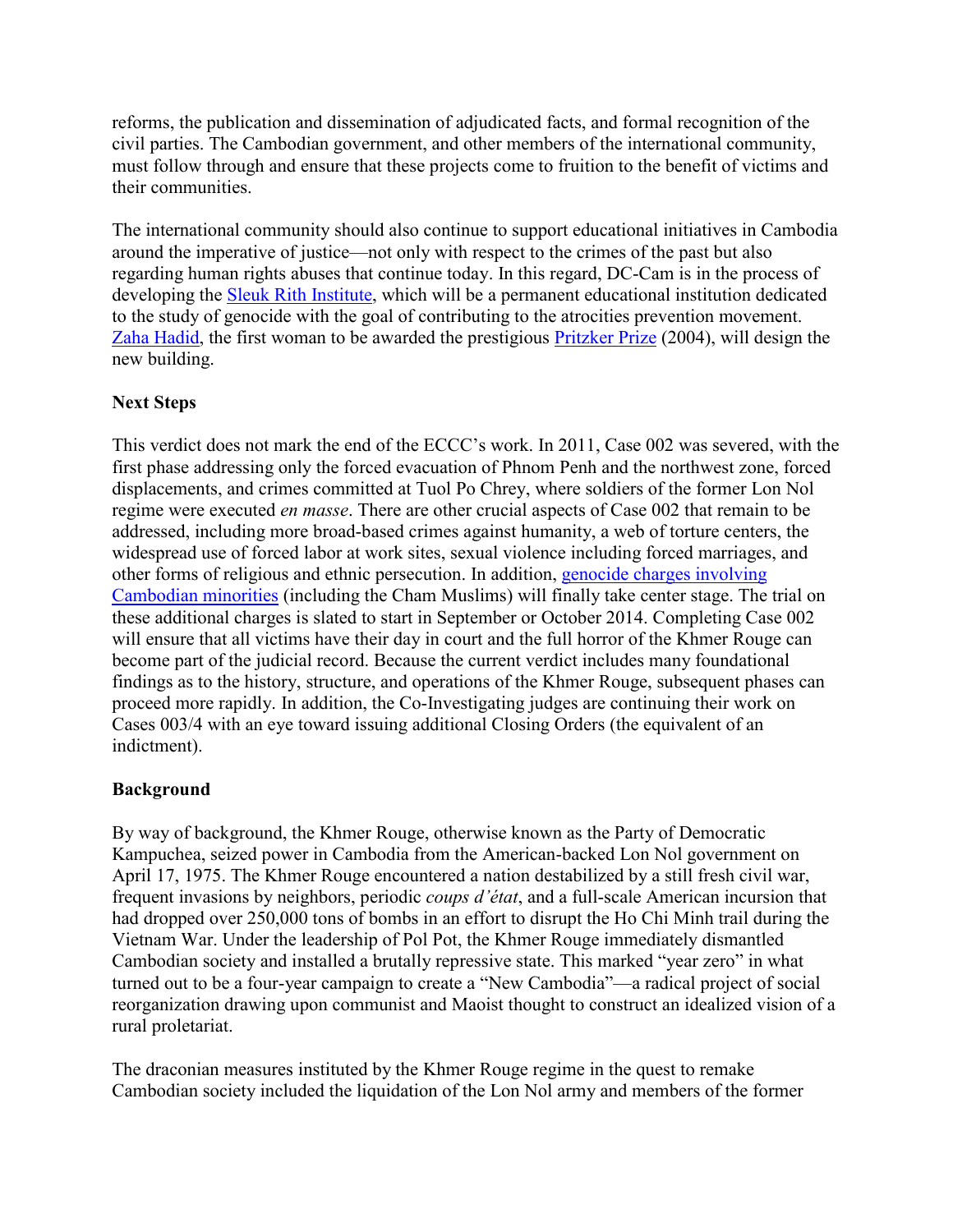reforms, the publication and dissemination of adjudicated facts, and formal recognition of the civil parties. The Cambodian government, and other members of the international community, must follow through and ensure that these projects come to fruition to the benefit of victims and their communities.

The international community should also continue to support educational initiatives in Cambodia around the imperative of justice—not only with respect to the crimes of the past but also regarding human rights abuses that continue today. In this regard, DC-Cam is in the process of developing the Sleuk Rith Institute, which will be a permanent educational institution dedicated to the study of genocide with the goal of contributing to the atrocities prevention movement. Zaha Hadid, the first woman to be awarded the prestigious Pritzker Prize (2004), will design the new building.

**Next Steps**

This verdict does not mark the end of the ECCC's work. In 2011, Case 002 was severed, with the first phase addressing only the forced evacuation of Phnom Penh and the northwest zone, forced displacements, and crimes committed at Tuol Po Chrey, where soldiers of the former Lon Nol regime were executed *en masse*. There are other crucial aspects of Case 002 that remain to be addressed, including more broad-based crimes against humanity, a web of torture centers, the widespread use of forced labor at work sites, sexual violence including forced marriages, and other forms of religious and ethnic persecution. In addition, genocide charges involving Cambodian minorities (including the Cham Muslims) will finally take center stage. The trial on these additional charges is slated to start in September or October 2014. Completing Case 002 will ensure that all victims have their day in court and the full horror of the Khmer Rouge can become part of the judicial record. Because the current verdict includes many foundational findings as to the history, structure, and operations of the Khmer Rouge, subsequent phases can proceed more rapidly. In addition, the Co-Investigating judges are continuing their work on Cases 003/4 with an eye toward issuing additional Closing Orders (the equivalent of an indictment).

**Background**

By way of background, the Khmer Rouge, otherwise known as the Party of Democratic Kampuchea, seized power in Cambodia from the American-backed Lon Nol government on April 17, 1975. The Khmer Rouge encountered a nation destabilized by a still fresh civil war, frequent invasions by neighbors, periodic *coups d'état*, and a full-scale American incursion that had dropped over 250,000 tons of bombs in an effort to disrupt the Ho Chi Minh trail during the Vietnam War. Under the leadership of Pol Pot, the Khmer Rouge immediately dismantled Cambodian society and installed a brutally repressive state. This marked "year zero" in what turned out to be a four-year campaign to create a "New Cambodia"—a radical project of social reorganization drawing upon communist and Maoist thought to construct an idealized vision of a rural proletariat.

The draconian measures instituted by the Khmer Rouge regime in the quest to remake Cambodian society included the liquidation of the Lon Nol army and members of the former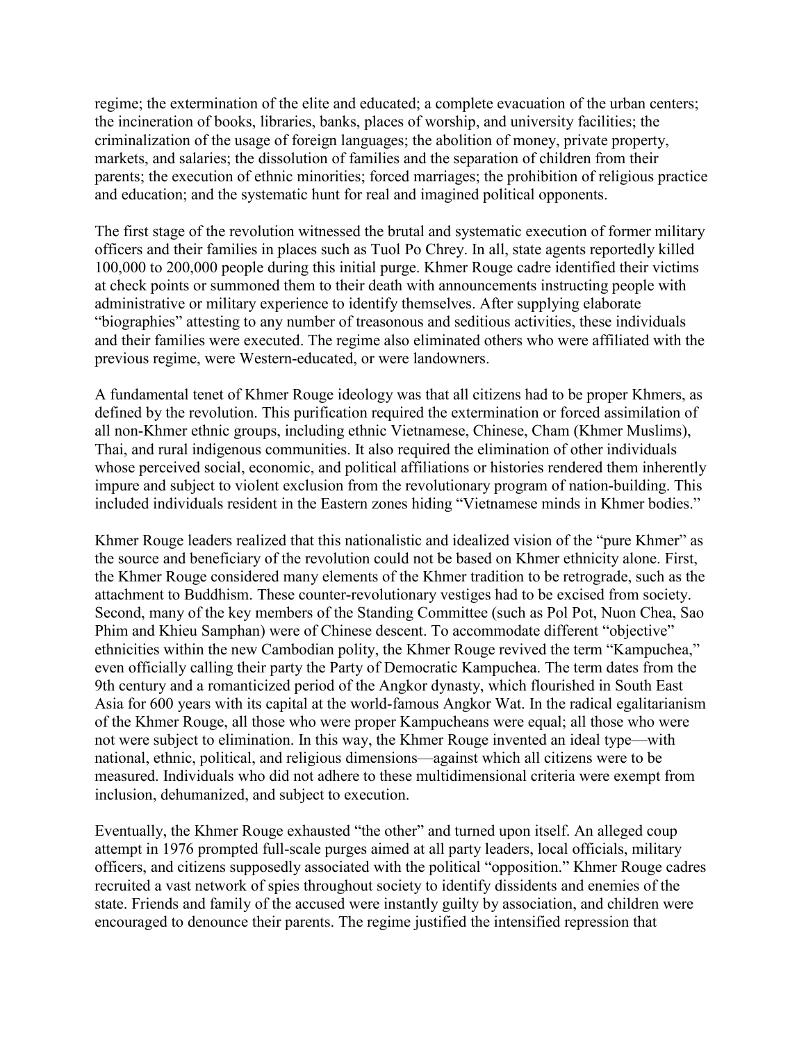regime; the extermination of the elite and educated; a complete evacuation of the urban centers; the incineration of books, libraries, banks, places of worship, and university facilities; the criminalization of the usage of foreign languages; the abolition of money, private property, markets, and salaries; the dissolution of families and the separation of children from their parents; the execution of ethnic minorities; forced marriages; the prohibition of religious practice and education; and the systematic hunt for real and imagined political opponents.

The first stage of the revolution witnessed the brutal and systematic execution of former military officers and their families in places such as Tuol Po Chrey. In all, state agents reportedly killed 100,000 to 200,000 people during this initial purge. Khmer Rouge cadre identified their victims at check points or summoned them to their death with announcements instructing people with administrative or military experience to identify themselves. After supplying elaborate "biographies" attesting to any number of treasonous and seditious activities, these individuals and their families were executed. The regime also eliminated others who were affiliated with the previous regime, were Western-educated, or were landowners.

A fundamental tenet of Khmer Rouge ideology was that all citizens had to be proper Khmers, as defined by the revolution. This purification required the extermination or forced assimilation of all non-Khmer ethnic groups, including ethnic Vietnamese, Chinese, Cham (Khmer Muslims), Thai, and rural indigenous communities. It also required the elimination of other individuals whose perceived social, economic, and political affiliations or histories rendered them inherently impure and subject to violent exclusion from the revolutionary program of nation-building. This included individuals resident in the Eastern zones hiding "Vietnamese minds in Khmer bodies."

Khmer Rouge leaders realized that this nationalistic and idealized vision of the "pure Khmer" as the source and beneficiary of the revolution could not be based on Khmer ethnicity alone. First, the Khmer Rouge considered many elements of the Khmer tradition to be retrograde, such as the attachment to Buddhism. These counter-revolutionary vestiges had to be excised from society. Second, many of the key members of the Standing Committee (such as Pol Pot, Nuon Chea, Sao Phim and Khieu Samphan) were of Chinese descent. To accommodate different "objective" ethnicities within the new Cambodian polity, the Khmer Rouge revived the term "Kampuchea," even officially calling their party the Party of Democratic Kampuchea. The term dates from the 9th century and a romanticized period of the Angkor dynasty, which flourished in South East Asia for 600 years with its capital at the world-famous Angkor Wat. In the radical egalitarianism of the Khmer Rouge, all those who were proper Kampucheans were equal; all those who were not were subject to elimination. In this way, the Khmer Rouge invented an ideal type—with national, ethnic, political, and religious dimensions—against which all citizens were to be measured. Individuals who did not adhere to these multidimensional criteria were exempt from inclusion, dehumanized, and subject to execution.

Eventually, the Khmer Rouge exhausted "the other" and turned upon itself. An alleged coup attempt in 1976 prompted full-scale purges aimed at all party leaders, local officials, military officers, and citizens supposedly associated with the political "opposition." Khmer Rouge cadres recruited a vast network of spies throughout society to identify dissidents and enemies of the state. Friends and family of the accused were instantly guilty by association, and children were encouraged to denounce their parents. The regime justified the intensified repression that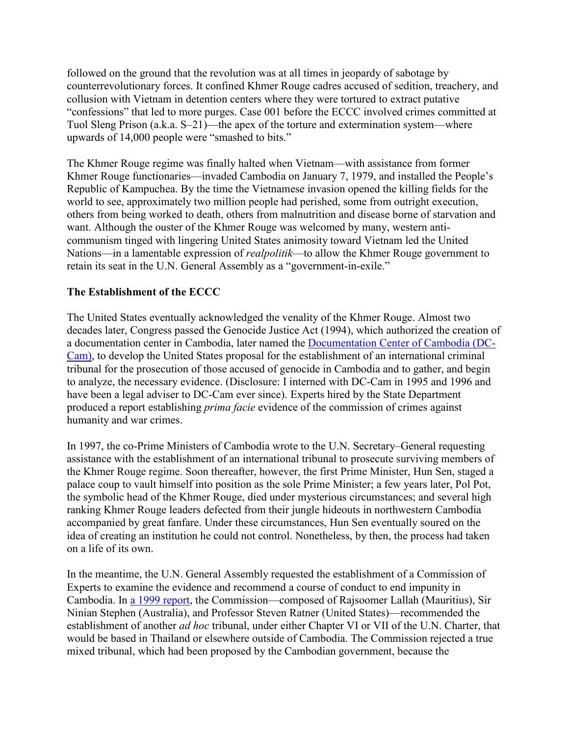followed on the ground that the revolution was at all times in jeopardy of sabotage by counterrevolutionary forces. It confined Khmer Rouge cadres accused of sedition, treachery, and collusion with Vietnam in detention centers where they were tortured to extract putative "confessions" that led to more purges. Case 001 before the ECCC involved crimes committed at Tuol Sleng Prison (a.k.a. S–21)—the apex of the torture and extermination system—where upwards of 14,000 people were "smashed to bits."

The Khmer Rouge regime was finally halted when Vietnam—with assistance from former Khmer Rouge functionaries—invaded Cambodia on January 7, 1979, and installed the People's Republic of Kampuchea. By the time the Vietnamese invasion opened the killing fields for the world to see, approximately two million people had perished, some from outright execution, others from being worked to death, others from malnutrition and disease borne of starvation and want. Although the ouster of the Khmer Rouge was welcomed by many, western anti-communism tinged with lingering United States animosity toward Vietnam led the United Nations—in a lamentable expression of *realpolitik*—to allow the Khmer Rouge government to retain its seat in the U.N. General Assembly as a "government-in-exile."

**The Establishment of the ECCC**

The United States eventually acknowledged the venality of the Khmer Rouge. Almost two decades later, Congress passed the Genocide Justice Act (1994), which authorized the creation of a documentation center in Cambodia, later named the [Documentation Center of Cambodia (DC-Cam)](), to develop the United States proposal for the establishment of an international criminal tribunal for the prosecution of those accused of genocide in Cambodia and to gather, and begin to analyze, the necessary evidence. (Disclosure: I interned with DC-Cam in 1995 and 1996 and have been a legal adviser to DC-Cam ever since). Experts hired by the State Department produced a report establishing *prima facie* evidence of the commission of crimes against humanity and war crimes.

In 1997, the co-Prime Ministers of Cambodia wrote to the U.N. Secretary–General requesting assistance with the establishment of an international tribunal to prosecute surviving members of the Khmer Rouge regime. Soon thereafter, however, the first Prime Minister, Hun Sen, staged a palace coup to vault himself into position as the sole Prime Minister; a few years later, Pol Pot, the symbolic head of the Khmer Rouge, died under mysterious circumstances; and several high ranking Khmer Rouge leaders defected from their jungle hideouts in northwestern Cambodia accompanied by great fanfare. Under these circumstances, Hun Sen eventually soured on the idea of creating an institution he could not control. Nonetheless, by then, the process had taken on a life of its own.

In the meantime, the U.N. General Assembly requested the establishment of a Commission of Experts to examine the evidence and recommend a course of conduct to end impunity in Cambodia. In [a 1999 report](), the Commission—composed of Rajsoomer Lallah (Mauritius), Sir Ninian Stephen (Australia), and Professor Steven Ratner (United States)—recommended the establishment of another *ad hoc* tribunal, under either Chapter VI or VII of the U.N. Charter, that would be based in Thailand or elsewhere outside of Cambodia. The Commission rejected a true mixed tribunal, which had been proposed by the Cambodian government, because the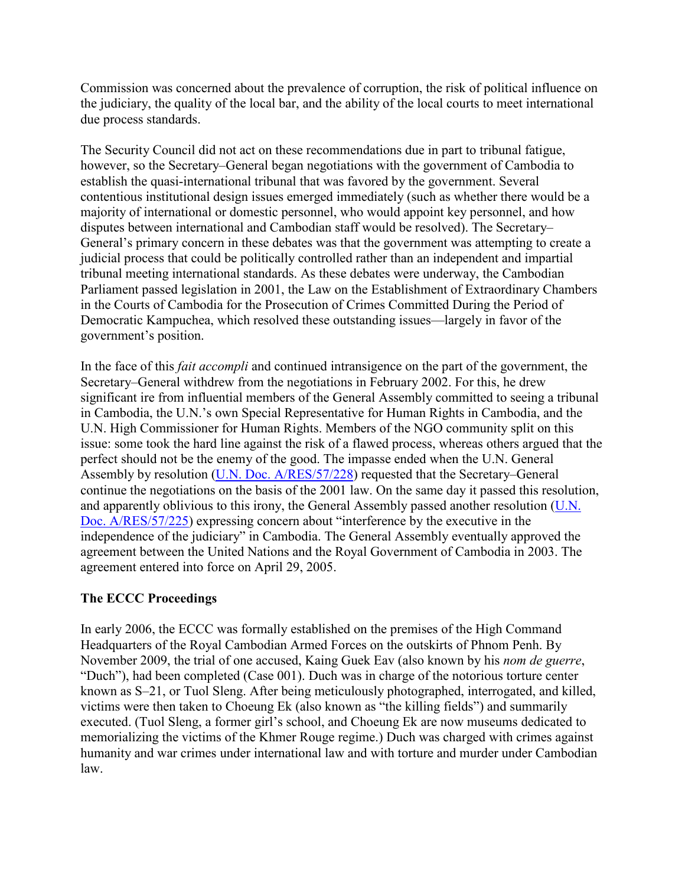Commission was concerned about the prevalence of corruption, the risk of political influence on the judiciary, the quality of the local bar, and the ability of the local courts to meet international due process standards.

The Security Council did not act on these recommendations due in part to tribunal fatigue, however, so the Secretary–General began negotiations with the government of Cambodia to establish the quasi-international tribunal that was favored by the government. Several contentious institutional design issues emerged immediately (such as whether there would be a majority of international or domestic personnel, who would appoint key personnel, and how disputes between international and Cambodian staff would be resolved). The Secretary–General's primary concern in these debates was that the government was attempting to create a judicial process that could be politically controlled rather than an independent and impartial tribunal meeting international standards. As these debates were underway, the Cambodian Parliament passed legislation in 2001, the Law on the Establishment of Extraordinary Chambers in the Courts of Cambodia for the Prosecution of Crimes Committed During the Period of Democratic Kampuchea, which resolved these outstanding issues—largely in favor of the government's position.

In the face of this *fait accompli* and continued intransigence on the part of the government, the Secretary–General withdrew from the negotiations in February 2002. For this, he drew significant ire from influential members of the General Assembly committed to seeing a tribunal in Cambodia, the U.N.'s own Special Representative for Human Rights in Cambodia, and the U.N. High Commissioner for Human Rights. Members of the NGO community split on this issue: some took the hard line against the risk of a flawed process, whereas others argued that the perfect should not be the enemy of the good. The impasse ended when the U.N. General Assembly by resolution (U.N. Doc. A/RES/57/228) requested that the Secretary–General continue the negotiations on the basis of the 2001 law. On the same day it passed this resolution, and apparently oblivious to this irony, the General Assembly passed another resolution (U.N. Doc. A/RES/57/225) expressing concern about "interference by the executive in the independence of the judiciary" in Cambodia. The General Assembly eventually approved the agreement between the United Nations and the Royal Government of Cambodia in 2003. The agreement entered into force on April 29, 2005.

**The ECCC Proceedings**

In early 2006, the ECCC was formally established on the premises of the High Command Headquarters of the Royal Cambodian Armed Forces on the outskirts of Phnom Penh. By November 2009, the trial of one accused, Kaing Guek Eav (also known by his *nom de guerre*, "Duch"), had been completed (Case 001). Duch was in charge of the notorious torture center known as S–21, or Tuol Sleng. After being meticulously photographed, interrogated, and killed, victims were then taken to Choeung Ek (also known as "the killing fields") and summarily executed. (Tuol Sleng, a former girl's school, and Choeung Ek are now museums dedicated to memorializing the victims of the Khmer Rouge regime.) Duch was charged with crimes against humanity and war crimes under international law and with torture and murder under Cambodian law.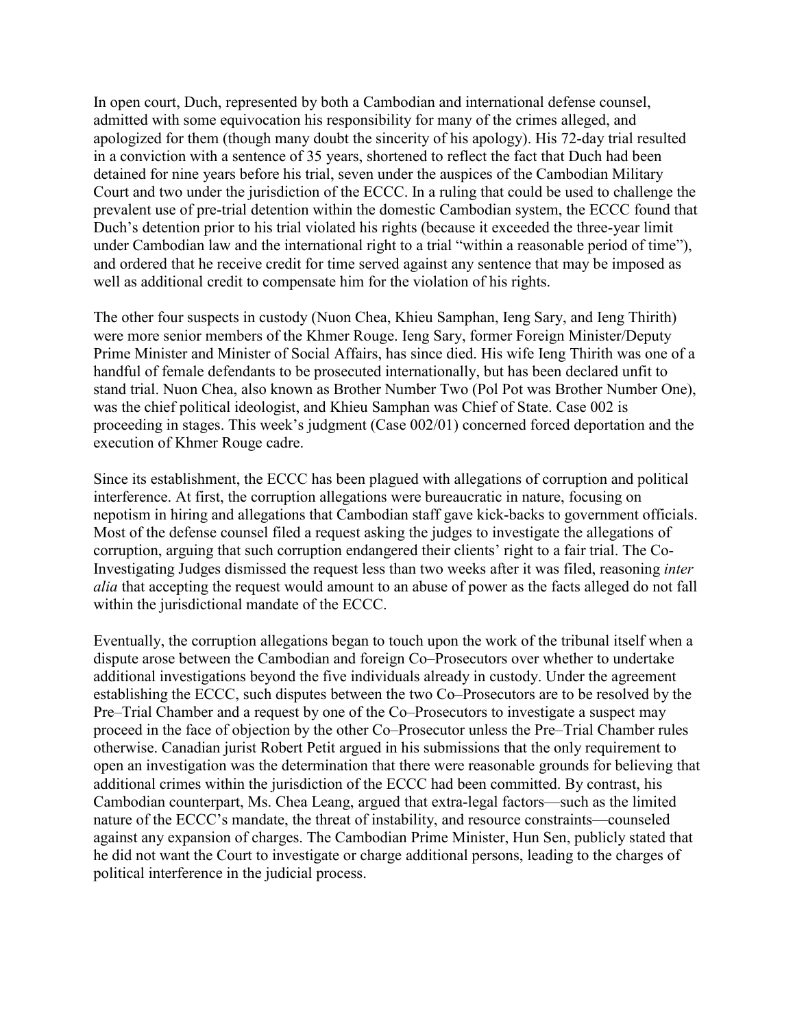In open court, Duch, represented by both a Cambodian and international defense counsel, admitted with some equivocation his responsibility for many of the crimes alleged, and apologized for them (though many doubt the sincerity of his apology). His 72-day trial resulted in a conviction with a sentence of 35 years, shortened to reflect the fact that Duch had been detained for nine years before his trial, seven under the auspices of the Cambodian Military Court and two under the jurisdiction of the ECCC. In a ruling that could be used to challenge the prevalent use of pre-trial detention within the domestic Cambodian system, the ECCC found that Duch's detention prior to his trial violated his rights (because it exceeded the three-year limit under Cambodian law and the international right to a trial "within a reasonable period of time"), and ordered that he receive credit for time served against any sentence that may be imposed as well as additional credit to compensate him for the violation of his rights.

The other four suspects in custody (Nuon Chea, Khieu Samphan, Ieng Sary, and Ieng Thirith) were more senior members of the Khmer Rouge. Ieng Sary, former Foreign Minister/Deputy Prime Minister and Minister of Social Affairs, has since died. His wife Ieng Thirith was one of a handful of female defendants to be prosecuted internationally, but has been declared unfit to stand trial. Nuon Chea, also known as Brother Number Two (Pol Pot was Brother Number One), was the chief political ideologist, and Khieu Samphan was Chief of State. Case 002 is proceeding in stages. This week's judgment (Case 002/01) concerned forced deportation and the execution of Khmer Rouge cadre.

Since its establishment, the ECCC has been plagued with allegations of corruption and political interference. At first, the corruption allegations were bureaucratic in nature, focusing on nepotism in hiring and allegations that Cambodian staff gave kick-backs to government officials. Most of the defense counsel filed a request asking the judges to investigate the allegations of corruption, arguing that such corruption endangered their clients' right to a fair trial. The Co-Investigating Judges dismissed the request less than two weeks after it was filed, reasoning *inter alia* that accepting the request would amount to an abuse of power as the facts alleged do not fall within the jurisdictional mandate of the ECCC.

Eventually, the corruption allegations began to touch upon the work of the tribunal itself when a dispute arose between the Cambodian and foreign Co–Prosecutors over whether to undertake additional investigations beyond the five individuals already in custody. Under the agreement establishing the ECCC, such disputes between the two Co–Prosecutors are to be resolved by the Pre–Trial Chamber and a request by one of the Co–Prosecutors to investigate a suspect may proceed in the face of objection by the other Co–Prosecutor unless the Pre–Trial Chamber rules otherwise. Canadian jurist Robert Petit argued in his submissions that the only requirement to open an investigation was the determination that there were reasonable grounds for believing that additional crimes within the jurisdiction of the ECCC had been committed. By contrast, his Cambodian counterpart, Ms. Chea Leang, argued that extra-legal factors—such as the limited nature of the ECCC's mandate, the threat of instability, and resource constraints—counseled against any expansion of charges. The Cambodian Prime Minister, Hun Sen, publicly stated that he did not want the Court to investigate or charge additional persons, leading to the charges of political interference in the judicial process.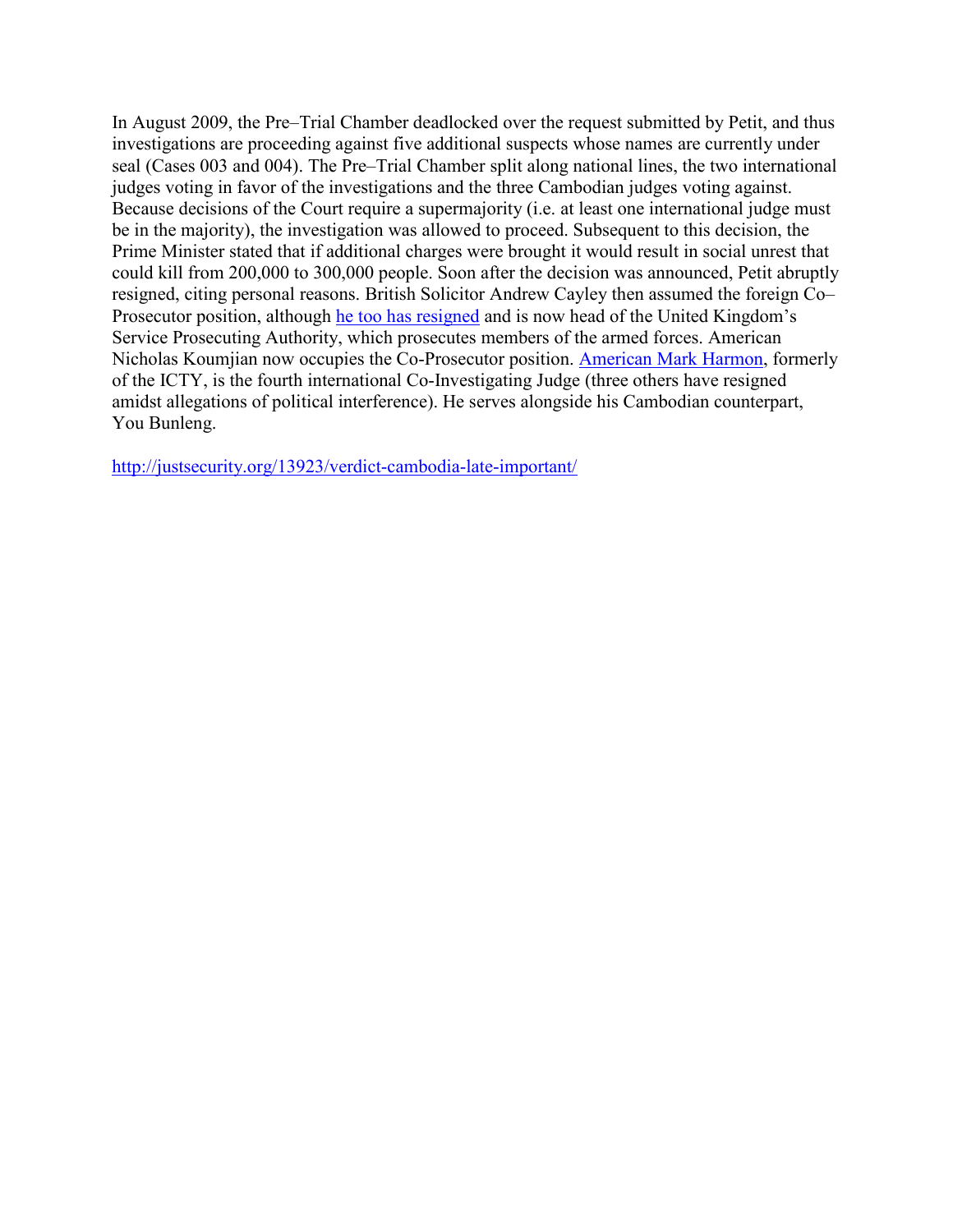In August 2009, the Pre–Trial Chamber deadlocked over the request submitted by Petit, and thus investigations are proceeding against five additional suspects whose names are currently under seal (Cases 003 and 004). The Pre–Trial Chamber split along national lines, the two international judges voting in favor of the investigations and the three Cambodian judges voting against. Because decisions of the Court require a supermajority (i.e. at least one international judge must be in the majority), the investigation was allowed to proceed. Subsequent to this decision, the Prime Minister stated that if additional charges were brought it would result in social unrest that could kill from 200,000 to 300,000 people. Soon after the decision was announced, Petit abruptly resigned, citing personal reasons. British Solicitor Andrew Cayley then assumed the foreign Co–Prosecutor position, although he too has resigned and is now head of the United Kingdom's Service Prosecuting Authority, which prosecutes members of the armed forces. American Nicholas Koumjian now occupies the Co-Prosecutor position. American Mark Harmon, formerly of the ICTY, is the fourth international Co-Investigating Judge (three others have resigned amidst allegations of political interference). He serves alongside his Cambodian counterpart, You Bunleng.

http://justsecurity.org/13923/verdict-cambodia-late-important/